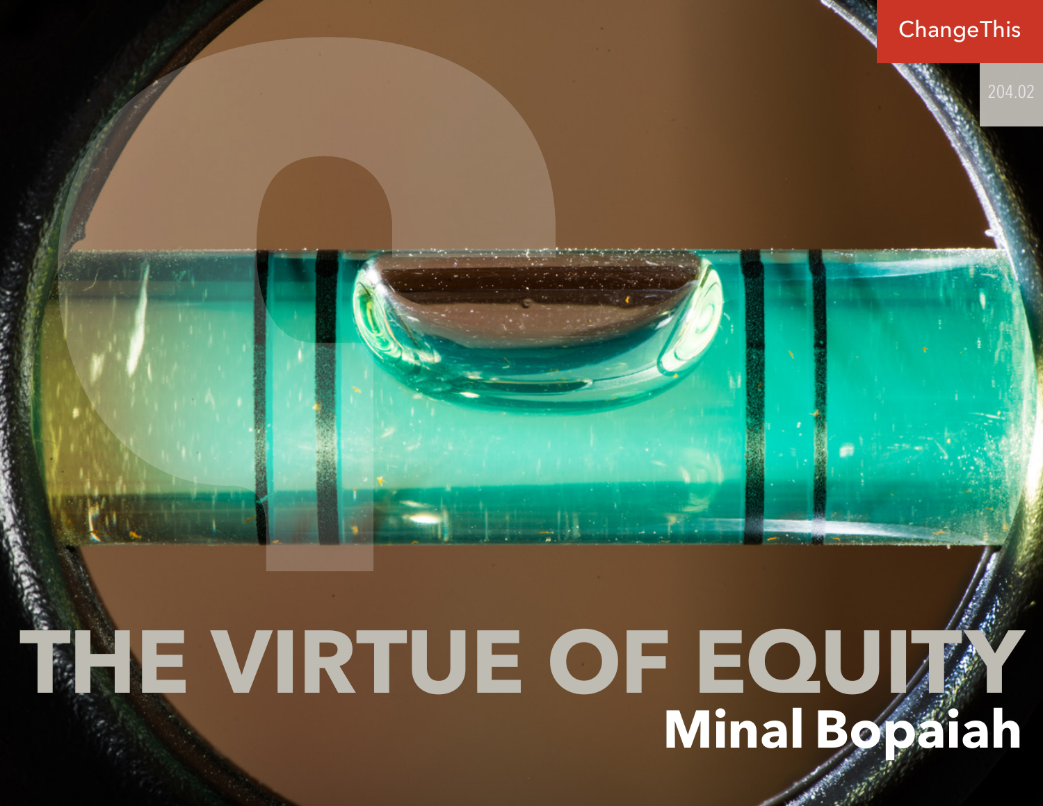ChangeThis

204.02

# THE VIRTUE OF EQUITY

**Minal Bopaiah**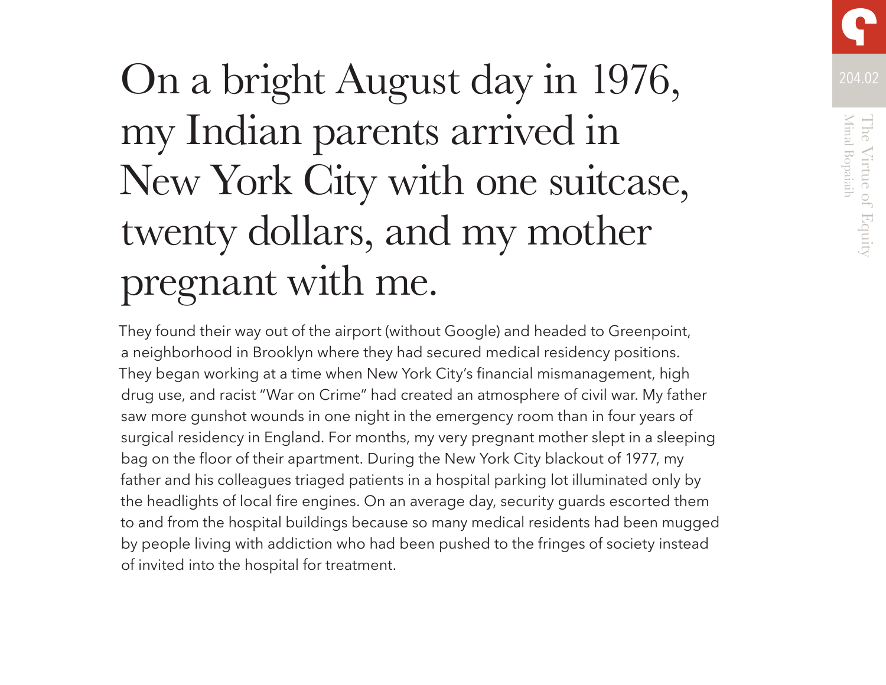# On a bright August day in 1976, my Indian parents arrived in New York City with one suitcase, twenty dollars, and my mother pregnant with me.

They found their way out of the airport (without Google) and headed to Greenpoint, a neighborhood in Brooklyn where they had secured medical residency positions. They began working at a time when New York City's financial mismanagement, high drug use, and racist "War on Crime" had created an atmosphere of civil war. My father saw more gunshot wounds in one night in the emergency room than in four years of surgical residency in England. For months, my very pregnant mother slept in a sleeping bag on the floor of their apartment. During the New York City blackout of 1977, my father and his colleagues triaged patients in a hospital parking lot illuminated only by the headlights of local fire engines. On an average day, security guards escorted them to and from the hospital buildings because so many medical residents had been mugged by people living with addiction who had been pushed to the fringes of society instead of invited into the hospital for treatment.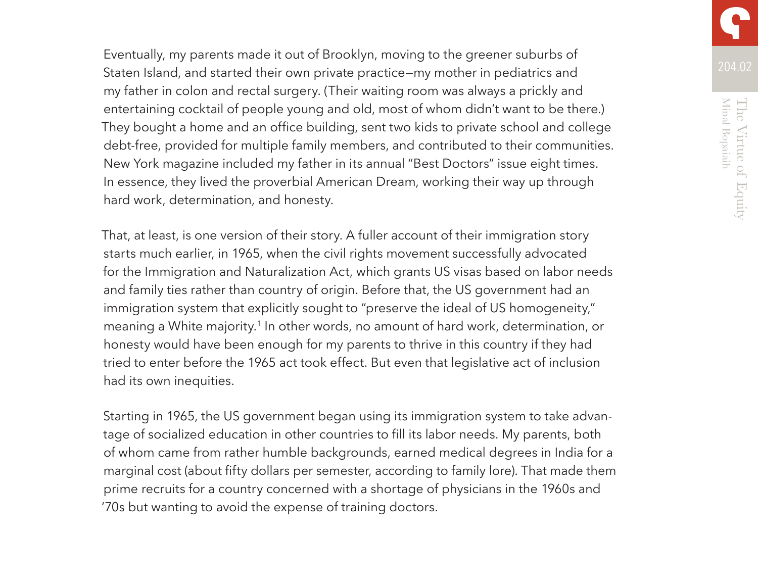Eventually, my parents made it out of Brooklyn, moving to the greener suburbs of Staten Island, and started their own private practice—my mother in pediatrics and my father in colon and rectal surgery. (Their waiting room was always a prickly and entertaining cocktail of people young and old, most of whom didn't want to be there.) They bought a home and an office building, sent two kids to private school and college debt-free, provided for multiple family members, and contributed to their communities. New York magazine included my father in its annual "Best Doctors" issue eight times. In essence, they lived the proverbial American Dream, working their way up through hard work, determination, and honesty.

That, at least, is one version of their story. A fuller account of their immigration story starts much earlier, in 1965, when the civil rights movement successfully advocated for the Immigration and Naturalization Act, which grants US visas based on labor needs and family ties rather than country of origin. Before that, the US government had an immigration system that explicitly sought to "preserve the ideal of US homogeneity," meaning a White majority.[1] In other words, no amount of hard work, determination, or honesty would have been enough for my parents to thrive in this country if they had tried to enter before the 1965 act took effect. But even that legislative act of inclusion had its own inequities.

Starting in 1965, the US government began using its immigration system to take advantage of socialized education in other countries to fill its labor needs. My parents, both of whom came from rather humble backgrounds, earned medical degrees in India for a marginal cost (about fifty dollars per semester, according to family lore). That made them prime recruits for a country concerned with a shortage of physicians in the 1960s and '70s but wanting to avoid the expense of training doctors.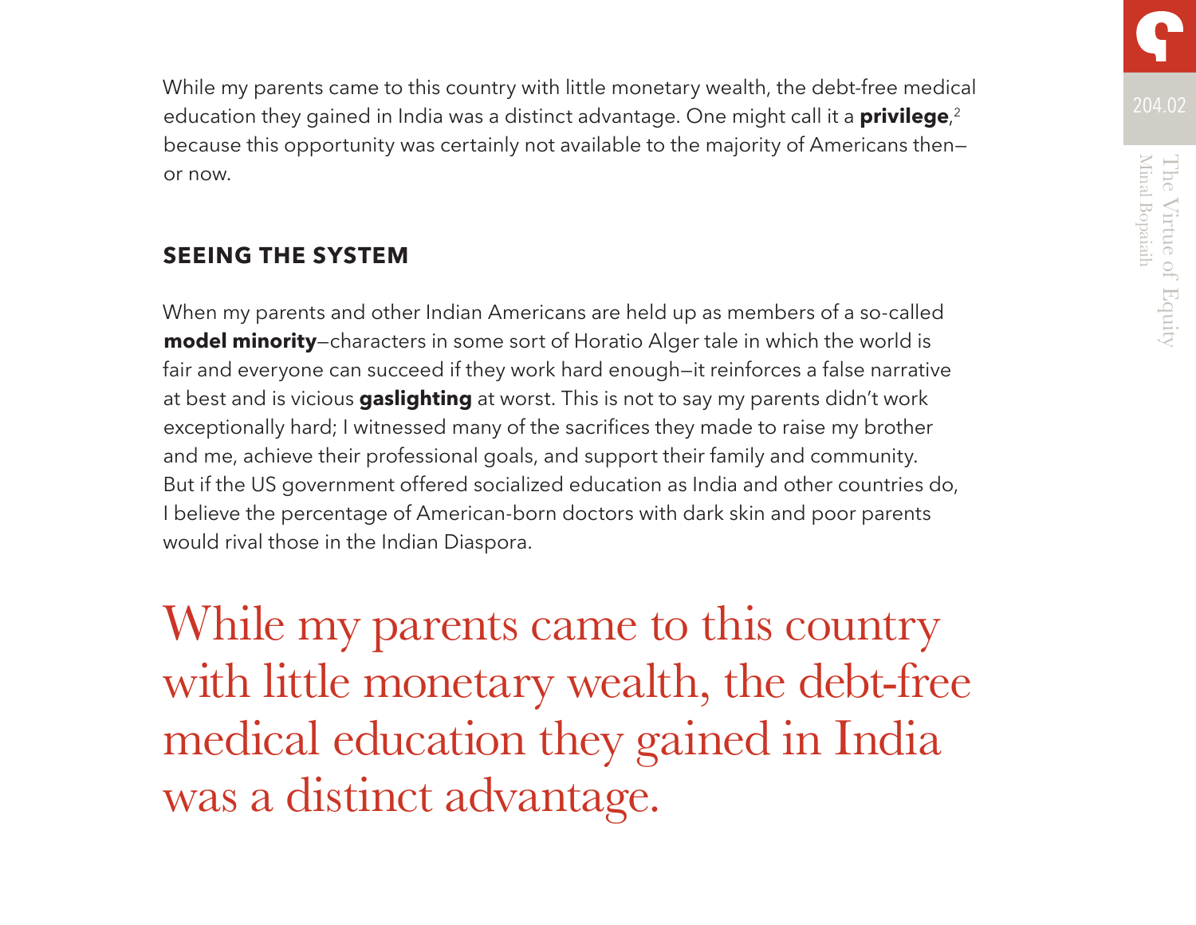While my parents came to this country with little monetary wealth, the debt-free medical education they gained in India was a distinct advantage. One might call it a **privilege**,[2] because this opportunity was certainly not available to the majority of Americans then—or now.

## SEEING THE SYSTEM

When my parents and other Indian Americans are held up as members of a so-called **model minority**—characters in some sort of Horatio Alger tale in which the world is fair and everyone can succeed if they work hard enough—it reinforces a false narrative at best and is vicious **gaslighting** at worst. This is not to say my parents didn't work exceptionally hard; I witnessed many of the sacrifices they made to raise my brother and me, achieve their professional goals, and support their family and community. But if the US government offered socialized education as India and other countries do, I believe the percentage of American-born doctors with dark skin and poor parents would rival those in the Indian Diaspora.

> While my parents came to this country with little monetary wealth, the debt-free medical education they gained in India was a distinct advantage.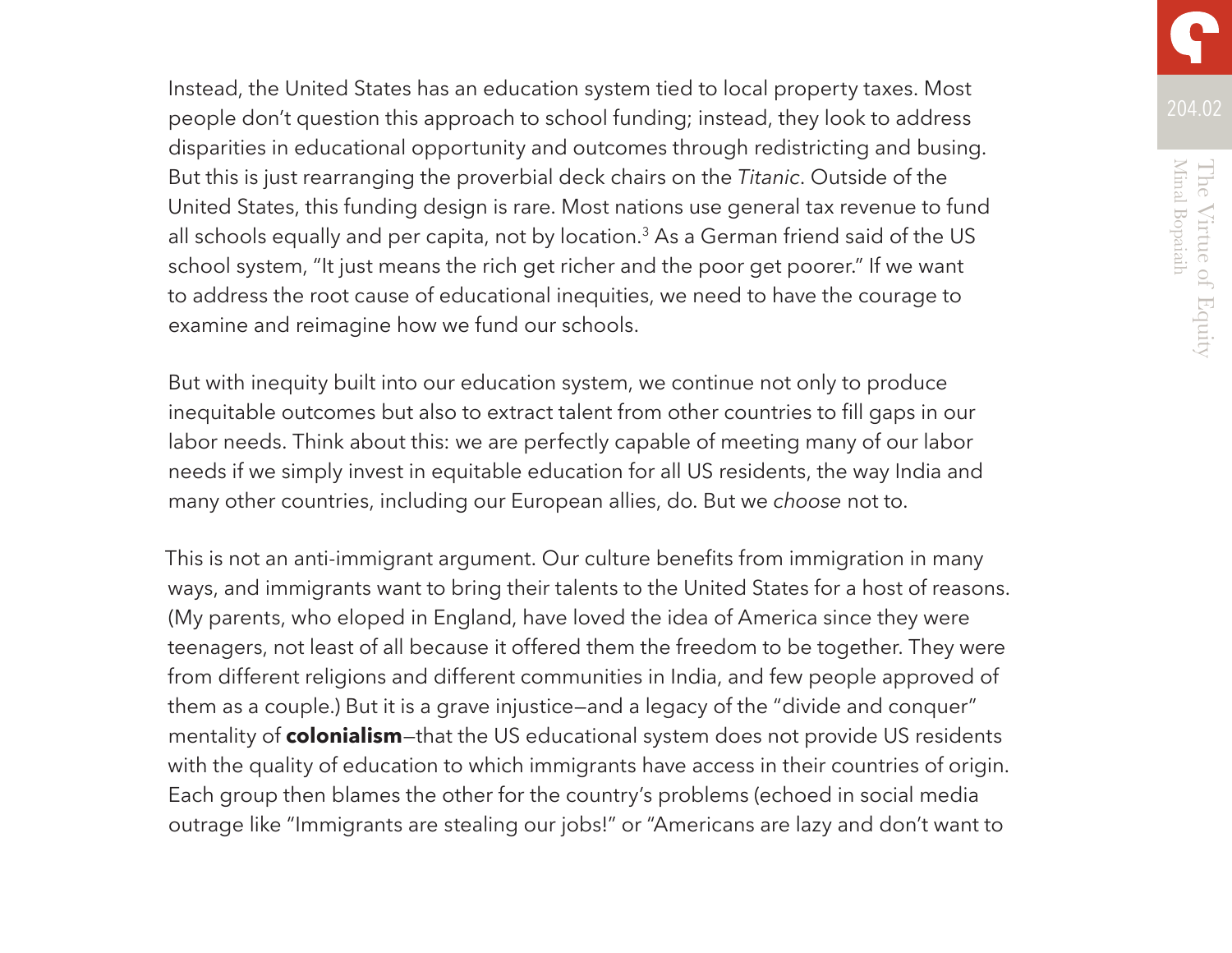Instead, the United States has an education system tied to local property taxes. Most people don't question this approach to school funding; instead, they look to address disparities in educational opportunity and outcomes through redistricting and busing. But this is just rearranging the proverbial deck chairs on the *Titanic*. Outside of the United States, this funding design is rare. Most nations use general tax revenue to fund all schools equally and per capita, not by location.[3] As a German friend said of the US school system, "It just means the rich get richer and the poor get poorer." If we want to address the root cause of educational inequities, we need to have the courage to examine and reimagine how we fund our schools.

But with inequity built into our education system, we continue not only to produce inequitable outcomes but also to extract talent from other countries to fill gaps in our labor needs. Think about this: we are perfectly capable of meeting many of our labor needs if we simply invest in equitable education for all US residents, the way India and many other countries, including our European allies, do. But we *choose* not to.

This is not an anti-immigrant argument. Our culture benefits from immigration in many ways, and immigrants want to bring their talents to the United States for a host of reasons. (My parents, who eloped in England, have loved the idea of America since they were teenagers, not least of all because it offered them the freedom to be together. They were from different religions and different communities in India, and few people approved of them as a couple.) But it is a grave injustice—and a legacy of the "divide and conquer" mentality of **colonialism**—that the US educational system does not provide US residents with the quality of education to which immigrants have access in their countries of origin. Each group then blames the other for the country's problems (echoed in social media outrage like "Immigrants are stealing our jobs!" or "Americans are lazy and don't want to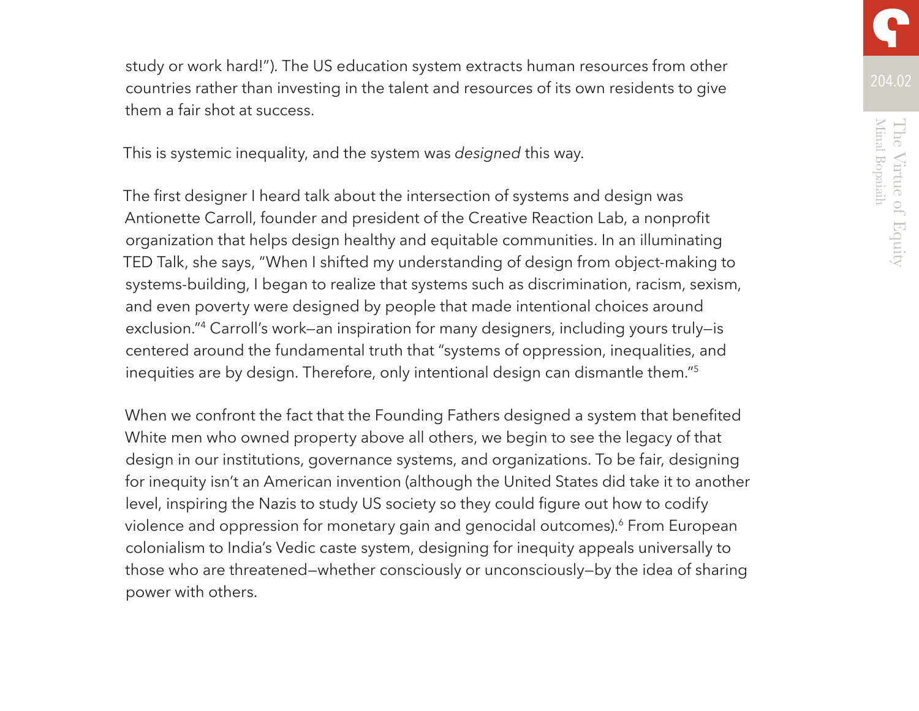study or work hard!"). The US education system extracts human resources from other countries rather than investing in the talent and resources of its own residents to give them a fair shot at success.

This is systemic inequality, and the system was *designed* this way.

The first designer I heard talk about the intersection of systems and design was Antionette Carroll, founder and president of the Creative Reaction Lab, a nonprofit organization that helps design healthy and equitable communities. In an illuminating TED Talk, she says, "When I shifted my understanding of design from object-making to systems-building, I began to realize that systems such as discrimination, racism, sexism, and even poverty were designed by people that made intentional choices around exclusion."[4] Carroll's work—an inspiration for many designers, including yours truly—is centered around the fundamental truth that "systems of oppression, inequalities, and inequities are by design. Therefore, only intentional design can dismantle them."[5]

When we confront the fact that the Founding Fathers designed a system that benefited White men who owned property above all others, we begin to see the legacy of that design in our institutions, governance systems, and organizations. To be fair, designing for inequity isn't an American invention (although the United States did take it to another level, inspiring the Nazis to study US society so they could figure out how to codify violence and oppression for monetary gain and genocidal outcomes).[6] From European colonialism to India's Vedic caste system, designing for inequity appeals universally to those who are threatened—whether consciously or unconsciously—by the idea of sharing power with others.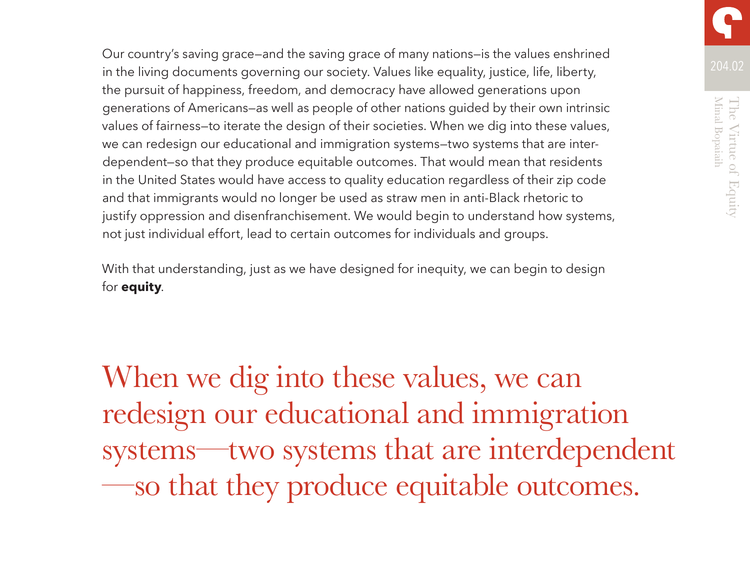Our country's saving grace—and the saving grace of many nations—is the values enshrined in the living documents governing our society. Values like equality, justice, life, liberty, the pursuit of happiness, freedom, and democracy have allowed generations upon generations of Americans—as well as people of other nations guided by their own intrinsic values of fairness—to iterate the design of their societies. When we dig into these values, we can redesign our educational and immigration systems—two systems that are interdependent—so that they produce equitable outcomes. That would mean that residents in the United States would have access to quality education regardless of their zip code and that immigrants would no longer be used as straw men in anti-Black rhetoric to justify oppression and disenfranchisement. We would begin to understand how systems, not just individual effort, lead to certain outcomes for individuals and groups.

With that understanding, just as we have designed for inequity, we can begin to design for **equity**.

> When we dig into these values, we can redesign our educational and immigration systems—two systems that are interdependent—so that they produce equitable outcomes.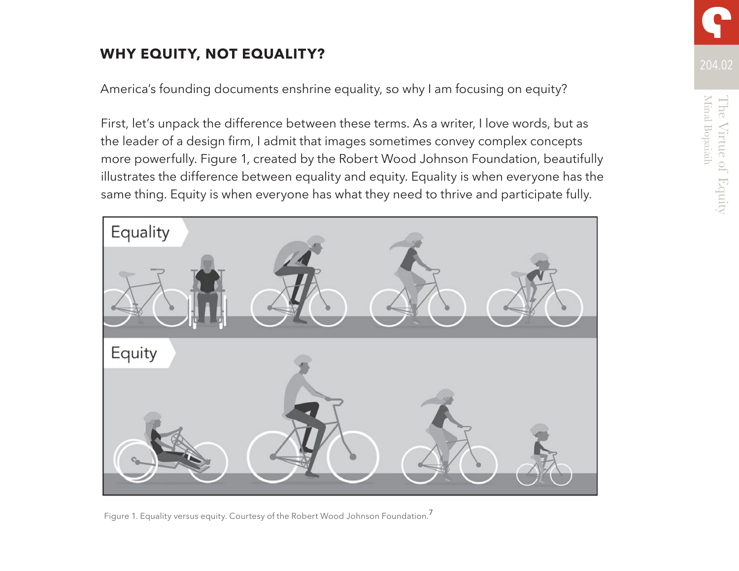## WHY EQUITY, NOT EQUALITY?

America's founding documents enshrine equality, so why I am focusing on equity?

First, let's unpack the difference between these terms. As a writer, I love words, but as the leader of a design firm, I admit that images sometimes convey complex concepts more powerfully. Figure 1, created by the Robert Wood Johnson Foundation, beautifully illustrates the difference between equality and equity. Equality is when everyone has the same thing. Equity is when everyone has what they need to thrive and participate fully.

Figure 1. Equality versus equity. Courtesy of the Robert Wood Johnson Foundation.[7]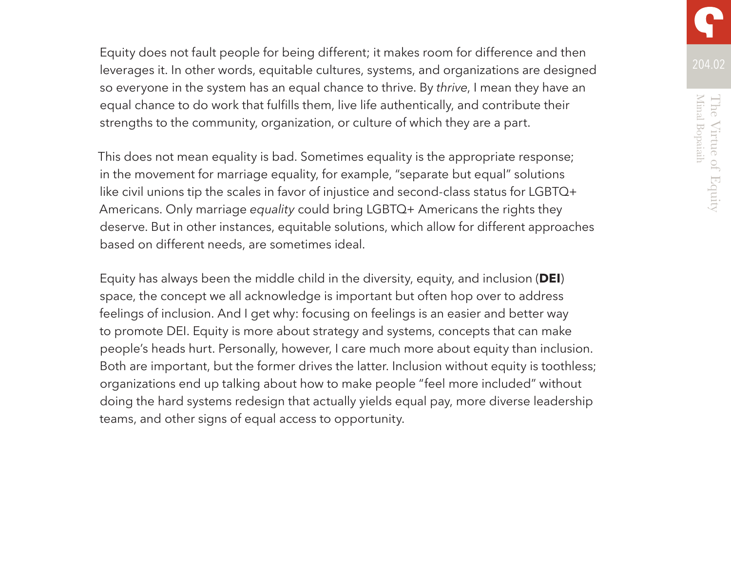Equity does not fault people for being different; it makes room for difference and then leverages it. In other words, equitable cultures, systems, and organizations are designed so everyone in the system has an equal chance to thrive. By *thrive*, I mean they have an equal chance to do work that fulfills them, live life authentically, and contribute their strengths to the community, organization, or culture of which they are a part.

This does not mean equality is bad. Sometimes equality is the appropriate response; in the movement for marriage equality, for example, "separate but equal" solutions like civil unions tip the scales in favor of injustice and second-class status for LGBTQ+ Americans. Only marriage *equality* could bring LGBTQ+ Americans the rights they deserve. But in other instances, equitable solutions, which allow for different approaches based on different needs, are sometimes ideal.

Equity has always been the middle child in the diversity, equity, and inclusion (**DEI**) space, the concept we all acknowledge is important but often hop over to address feelings of inclusion. And I get why: focusing on feelings is an easier and better way to promote DEI. Equity is more about strategy and systems, concepts that can make people's heads hurt. Personally, however, I care much more about equity than inclusion. Both are important, but the former drives the latter. Inclusion without equity is toothless; organizations end up talking about how to make people "feel more included" without doing the hard systems redesign that actually yields equal pay, more diverse leadership teams, and other signs of equal access to opportunity.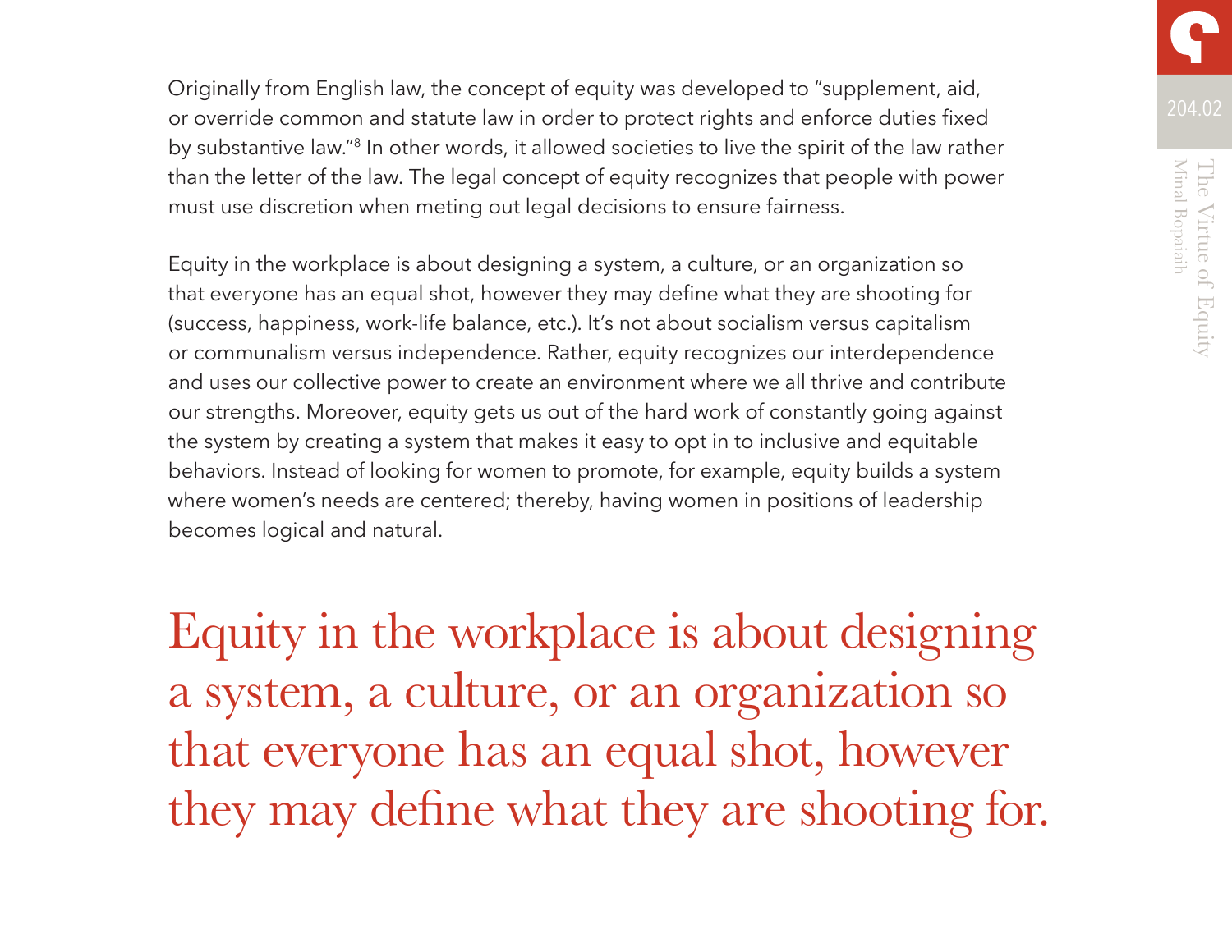Originally from English law, the concept of equity was developed to “supplement, aid, or override common and statute law in order to protect rights and enforce duties fixed by substantive law.”[8] In other words, it allowed societies to live the spirit of the law rather than the letter of the law. The legal concept of equity recognizes that people with power must use discretion when meting out legal decisions to ensure fairness.

Equity in the workplace is about designing a system, a culture, or an organization so that everyone has an equal shot, however they may define what they are shooting for (success, happiness, work-life balance, etc.). It’s not about socialism versus capitalism or communalism versus independence. Rather, equity recognizes our interdependence and uses our collective power to create an environment where we all thrive and contribute our strengths. Moreover, equity gets us out of the hard work of constantly going against the system by creating a system that makes it easy to opt in to inclusive and equitable behaviors. Instead of looking for women to promote, for example, equity builds a system where women’s needs are centered; thereby, having women in positions of leadership becomes logical and natural.

> Equity in the workplace is about designing a system, a culture, or an organization so that everyone has an equal shot, however they may define what they are shooting for.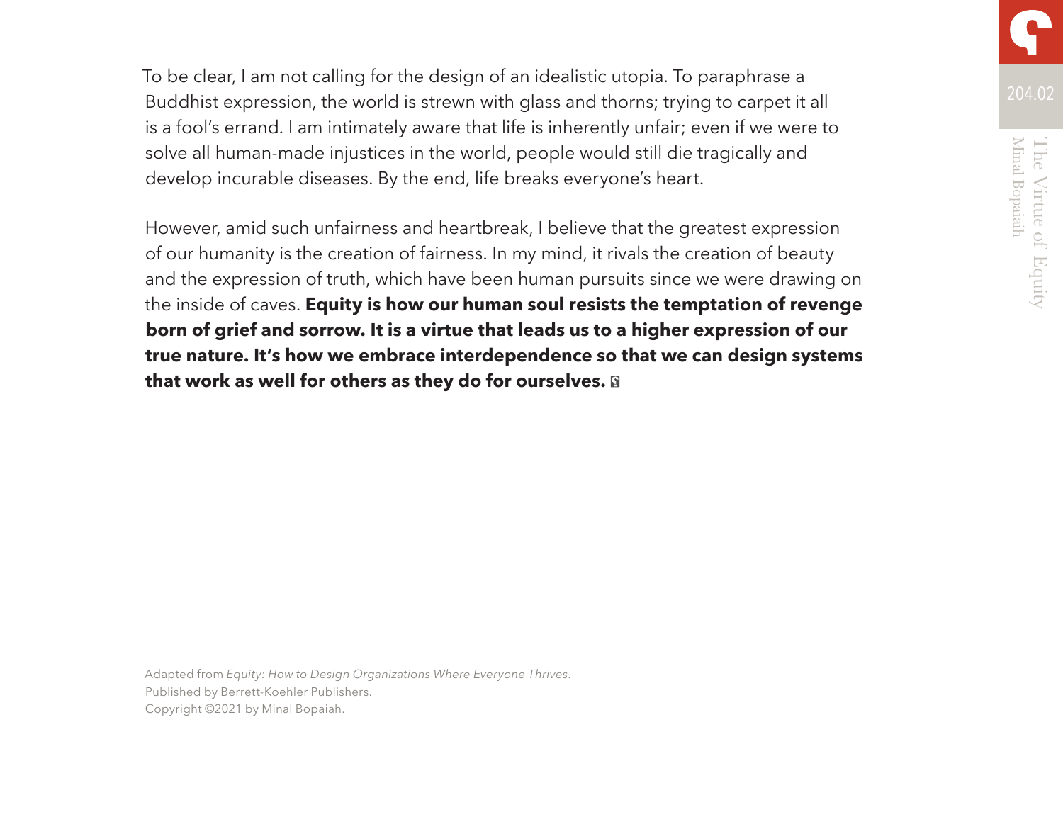To be clear, I am not calling for the design of an idealistic utopia. To paraphrase a Buddhist expression, the world is strewn with glass and thorns; trying to carpet it all is a fool's errand. I am intimately aware that life is inherently unfair; even if we were to solve all human-made injustices in the world, people would still die tragically and develop incurable diseases. By the end, life breaks everyone's heart.

However, amid such unfairness and heartbreak, I believe that the greatest expression of our humanity is the creation of fairness. In my mind, it rivals the creation of beauty and the expression of truth, which have been human pursuits since we were drawing on the inside of caves. **Equity is how our human soul resists the temptation of revenge born of grief and sorrow. It is a virtue that leads us to a higher expression of our true nature. It's how we embrace interdependence so that we can design systems that work as well for others as they do for ourselves.**

Adapted from *Equity: How to Design Organizations Where Everyone Thrives*.
Published by Berrett-Koehler Publishers.
Copyright ©2021 by Minal Bopaiah.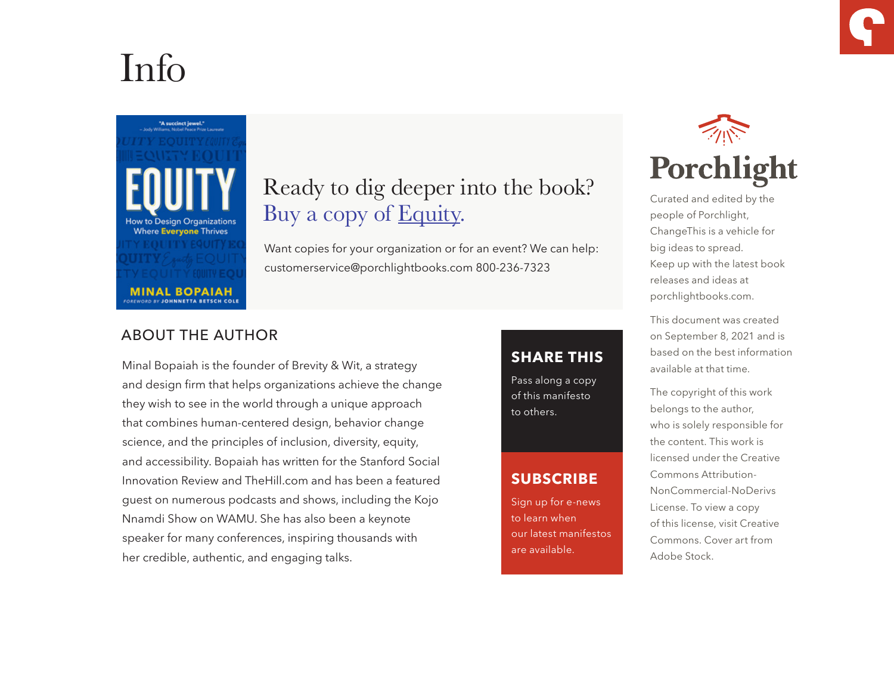# Info

Ready to dig deeper into the book?
Buy a copy of Equity.

Want copies for your organization or for an event? We can help: customerservice@porchlightbooks.com 800-236-7323

## ABOUT THE AUTHOR

Minal Bopaiah is the founder of Brevity & Wit, a strategy and design firm that helps organizations achieve the change they wish to see in the world through a unique approach that combines human-centered design, behavior change science, and the principles of inclusion, diversity, equity, and accessibility. Bopaiah has written for the Stanford Social Innovation Review and TheHill.com and has been a featured guest on numerous podcasts and shows, including the Kojo Nnamdi Show on WAMU. She has also been a keynote speaker for many conferences, inspiring thousands with her credible, authentic, and engaging talks.

**SHARE THIS**

Pass along a copy of this manifesto to others.

**SUBSCRIBE**

Sign up for e-news to learn when our latest manifestos are available.

Porchlight

Curated and edited by the people of Porchlight, ChangeThis is a vehicle for big ideas to spread. Keep up with the latest book releases and ideas at porchlightbooks.com.

This document was created on September 8, 2021 and is based on the best information available at that time.

The copyright of this work belongs to the author, who is solely responsible for the content. This work is licensed under the Creative Commons Attribution-NonCommercial-NoDerivs License. To view a copy of this license, visit Creative Commons. Cover art from Adobe Stock.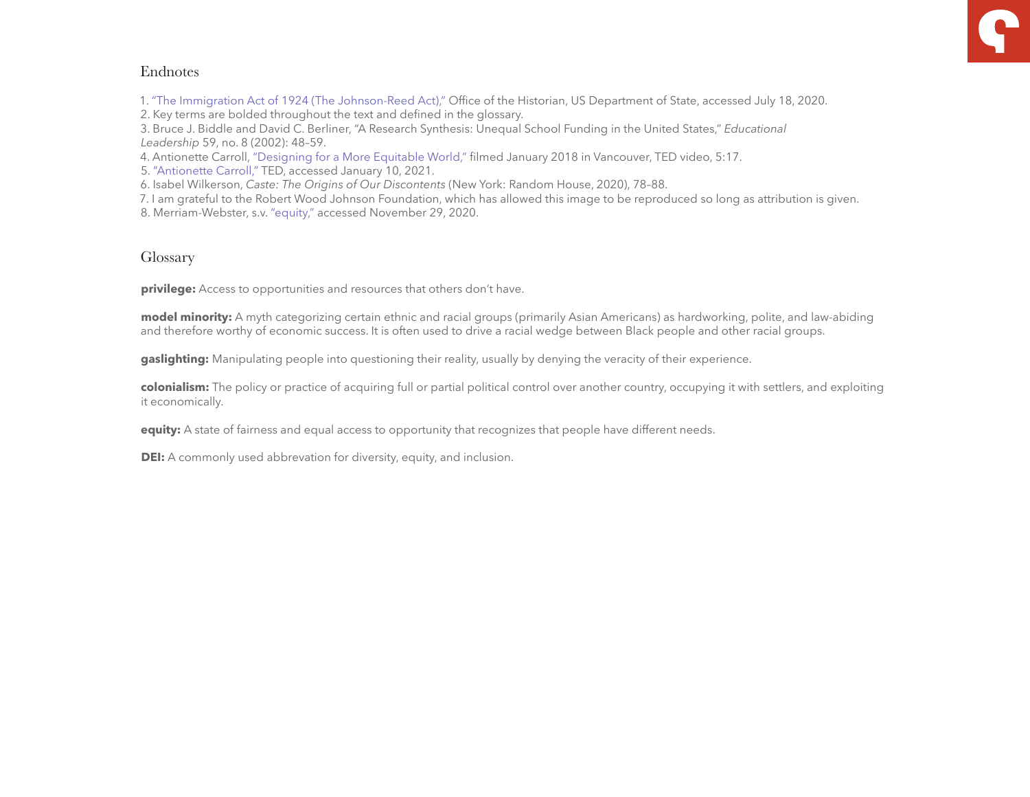## Endnotes

1. "The Immigration Act of 1924 (The Johnson-Reed Act)," Office of the Historian, US Department of State, accessed July 18, 2020.
2. Key terms are bolded throughout the text and defined in the glossary.
3. Bruce J. Biddle and David C. Berliner, "A Research Synthesis: Unequal School Funding in the United States," *Educational Leadership* 59, no. 8 (2002): 48–59.
4. Antionette Carroll, "Designing for a More Equitable World," filmed January 2018 in Vancouver, TED video, 5:17.
5. "Antionette Carroll," TED, accessed January 10, 2021.
6. Isabel Wilkerson, *Caste: The Origins of Our Discontents* (New York: Random House, 2020), 78–88.
7. I am grateful to the Robert Wood Johnson Foundation, which has allowed this image to be reproduced so long as attribution is given.
8. Merriam-Webster, s.v. "equity," accessed November 29, 2020.

## Glossary

**privilege:** Access to opportunities and resources that others don't have.

**model minority:** A myth categorizing certain ethnic and racial groups (primarily Asian Americans) as hardworking, polite, and law-abiding and therefore worthy of economic success. It is often used to drive a racial wedge between Black people and other racial groups.

**gaslighting:** Manipulating people into questioning their reality, usually by denying the veracity of their experience.

**colonialism:** The policy or practice of acquiring full or partial political control over another country, occupying it with settlers, and exploiting it economically.

**equity:** A state of fairness and equal access to opportunity that recognizes that people have different needs.

**DEI:** A commonly used abbreviation for diversity, equity, and inclusion.